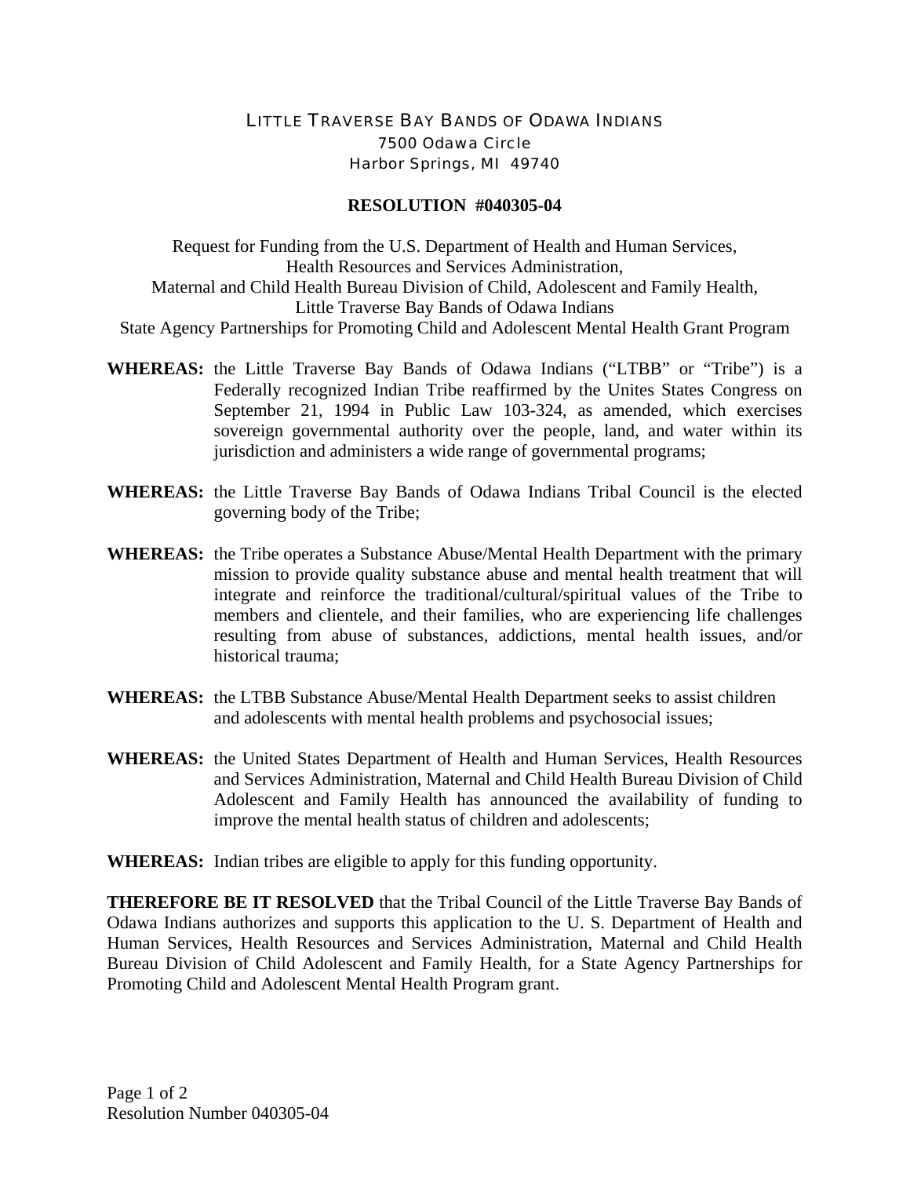# LITTLE TRAVERSE BAY BANDS OF ODAWA INDIANS

7500 Odawa Circle
Harbor Springs, MI 49740

## RESOLUTION #040305-04

Request for Funding from the U.S. Department of Health and Human Services,
Health Resources and Services Administration,
Maternal and Child Health Bureau Division of Child, Adolescent and Family Health,
Little Traverse Bay Bands of Odawa Indians
State Agency Partnerships for Promoting Child and Adolescent Mental Health Grant Program

**WHEREAS:** the Little Traverse Bay Bands of Odawa Indians ("LTBB" or "Tribe") is a Federally recognized Indian Tribe reaffirmed by the Unites States Congress on September 21, 1994 in Public Law 103-324, as amended, which exercises sovereign governmental authority over the people, land, and water within its jurisdiction and administers a wide range of governmental programs;

**WHEREAS:** the Little Traverse Bay Bands of Odawa Indians Tribal Council is the elected governing body of the Tribe;

**WHEREAS:** the Tribe operates a Substance Abuse/Mental Health Department with the primary mission to provide quality substance abuse and mental health treatment that will integrate and reinforce the traditional/cultural/spiritual values of the Tribe to members and clientele, and their families, who are experiencing life challenges resulting from abuse of substances, addictions, mental health issues, and/or historical trauma;

**WHEREAS:** the LTBB Substance Abuse/Mental Health Department seeks to assist children and adolescents with mental health problems and psychosocial issues;

**WHEREAS:** the United States Department of Health and Human Services, Health Resources and Services Administration, Maternal and Child Health Bureau Division of Child Adolescent and Family Health has announced the availability of funding to improve the mental health status of children and adolescents;

**WHEREAS:** Indian tribes are eligible to apply for this funding opportunity.

**THEREFORE BE IT RESOLVED** that the Tribal Council of the Little Traverse Bay Bands of Odawa Indians authorizes and supports this application to the U. S. Department of Health and Human Services, Health Resources and Services Administration, Maternal and Child Health Bureau Division of Child Adolescent and Family Health, for a State Agency Partnerships for Promoting Child and Adolescent Mental Health Program grant.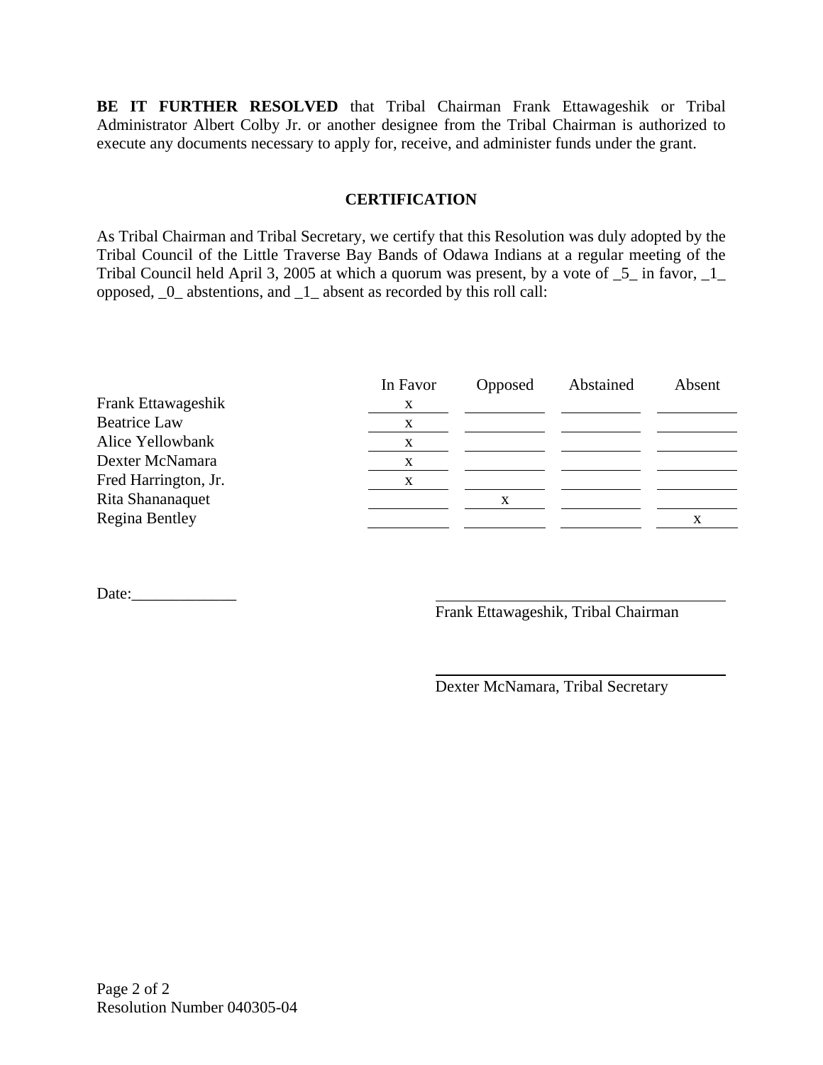**BE IT FURTHER RESOLVED** that Tribal Chairman Frank Ettawageshik or Tribal Administrator Albert Colby Jr. or another designee from the Tribal Chairman is authorized to execute any documents necessary to apply for, receive, and administer funds under the grant.

## CERTIFICATION

As Tribal Chairman and Tribal Secretary, we certify that this Resolution was duly adopted by the Tribal Council of the Little Traverse Bay Bands of Odawa Indians at a regular meeting of the Tribal Council held April 3, 2005 at which a quorum was present, by a vote of _5_ in favor, _1_ opposed, _0_ abstentions, and _1_ absent as recorded by this roll call:

| | In Favor | Opposed | Abstained | Absent |
|---|---|---|---|---|
| Frank Ettawageshik | x | | | |
| Beatrice Law | x | | | |
| Alice Yellowbank | x | | | |
| Dexter McNamara | x | | | |
| Fred Harrington, Jr. | x | | | |
| Rita Shananaquet | | x | | |
| Regina Bentley | | | | x |

Date:_____________

_____________________________________
Frank Ettawageshik, Tribal Chairman

_____________________________________
Dexter McNamara, Tribal Secretary

Resolution Number 040305-04